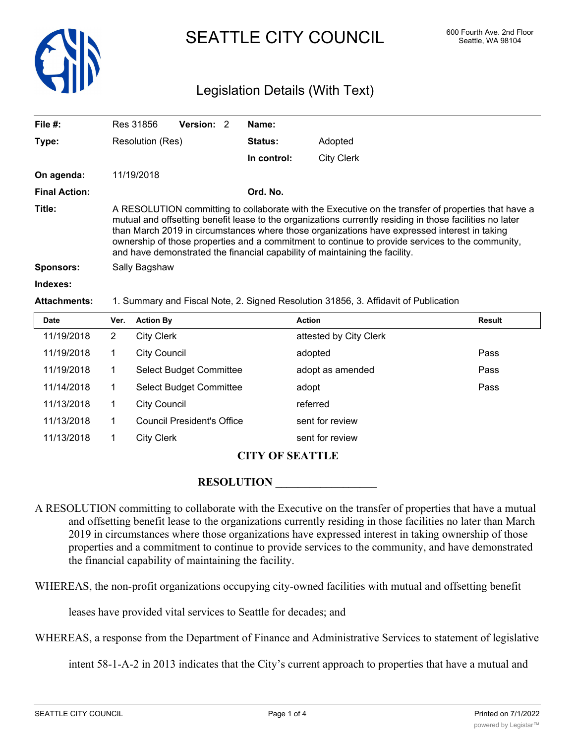# SEATTLE CITY COUNCIL

600 Fourth Ave. 2nd Floor
Seattle, WA 98104

## Legislation Details (With Text)

| | | | |
|---|---|---|---|
| **File #:** | Res 31856 **Version:** 2 | **Name:** | |
| **Type:** | Resolution (Res) | **Status:** | Adopted |
| | | **In control:** | City Clerk |
| **On agenda:** | 11/19/2018 | | |
| **Final Action:** | | **Ord. No.** | |

**Title:** A RESOLUTION committing to collaborate with the Executive on the transfer of properties that have a mutual and offsetting benefit lease to the organizations currently residing in those facilities no later than March 2019 in circumstances where those organizations have expressed interest in taking ownership of those properties and a commitment to continue to provide services to the community, and have demonstrated the financial capability of maintaining the facility.

**Sponsors:** Sally Bagshaw

**Indexes:**

**Attachments:** 1. Summary and Fiscal Note, 2. Signed Resolution 31856, 3. Affidavit of Publication

| Date | Ver. | Action By | Action | Result |
|---|---|---|---|---|
| 11/19/2018 | 2 | City Clerk | attested by City Clerk | |
| 11/19/2018 | 1 | City Council | adopted | Pass |
| 11/19/2018 | 1 | Select Budget Committee | adopt as amended | Pass |
| 11/14/2018 | 1 | Select Budget Committee | adopt | Pass |
| 11/13/2018 | 1 | City Council | referred | |
| 11/13/2018 | 1 | Council President's Office | sent for review | |
| 11/13/2018 | 1 | City Clerk | sent for review | |

**CITY OF SEATTLE**

**RESOLUTION \_\_\_\_\_\_\_\_\_\_\_\_\_\_\_\_\_\_**

A RESOLUTION committing to collaborate with the Executive on the transfer of properties that have a mutual and offsetting benefit lease to the organizations currently residing in those facilities no later than March 2019 in circumstances where those organizations have expressed interest in taking ownership of those properties and a commitment to continue to provide services to the community, and have demonstrated the financial capability of maintaining the facility.

WHEREAS, the non-profit organizations occupying city-owned facilities with mutual and offsetting benefit leases have provided vital services to Seattle for decades; and

WHEREAS, a response from the Department of Finance and Administrative Services to statement of legislative intent 58-1-A-2 in 2013 indicates that the City's current approach to properties that have a mutual and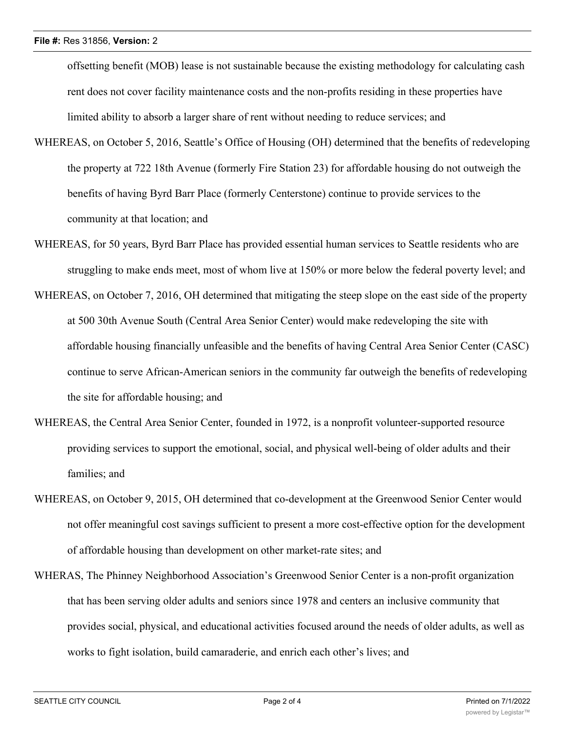offsetting benefit (MOB) lease is not sustainable because the existing methodology for calculating cash rent does not cover facility maintenance costs and the non-profits residing in these properties have limited ability to absorb a larger share of rent without needing to reduce services; and

WHEREAS, on October 5, 2016, Seattle's Office of Housing (OH) determined that the benefits of redeveloping the property at 722 18th Avenue (formerly Fire Station 23) for affordable housing do not outweigh the benefits of having Byrd Barr Place (formerly Centerstone) continue to provide services to the community at that location; and

WHEREAS, for 50 years, Byrd Barr Place has provided essential human services to Seattle residents who are struggling to make ends meet, most of whom live at 150% or more below the federal poverty level; and

WHEREAS, on October 7, 2016, OH determined that mitigating the steep slope on the east side of the property at 500 30th Avenue South (Central Area Senior Center) would make redeveloping the site with affordable housing financially unfeasible and the benefits of having Central Area Senior Center (CASC) continue to serve African-American seniors in the community far outweigh the benefits of redeveloping the site for affordable housing; and

WHEREAS, the Central Area Senior Center, founded in 1972, is a nonprofit volunteer-supported resource providing services to support the emotional, social, and physical well-being of older adults and their families; and

WHEREAS, on October 9, 2015, OH determined that co-development at the Greenwood Senior Center would not offer meaningful cost savings sufficient to present a more cost-effective option for the development of affordable housing than development on other market-rate sites; and

WHERAS, The Phinney Neighborhood Association's Greenwood Senior Center is a non-profit organization that has been serving older adults and seniors since 1978 and centers an inclusive community that provides social, physical, and educational activities focused around the needs of older adults, as well as works to fight isolation, build camaraderie, and enrich each other's lives; and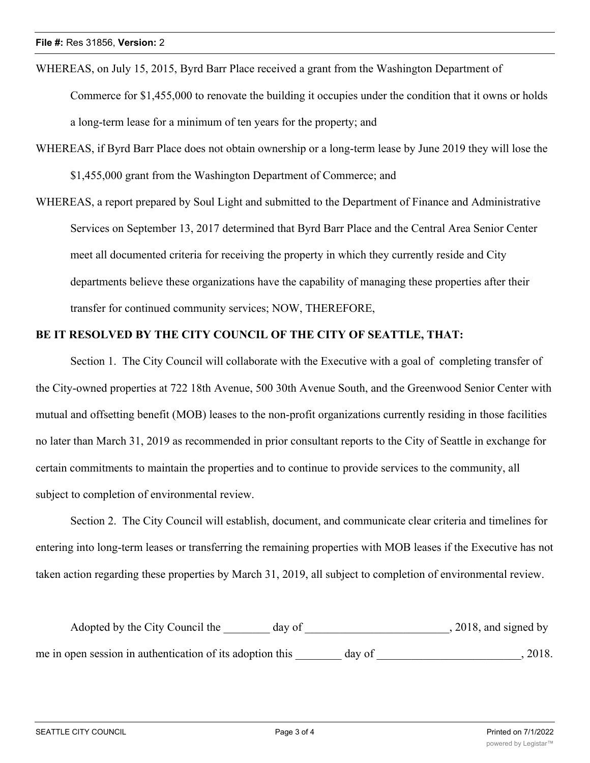WHEREAS, on July 15, 2015, Byrd Barr Place received a grant from the Washington Department of Commerce for $1,455,000 to renovate the building it occupies under the condition that it owns or holds a long-term lease for a minimum of ten years for the property; and

WHEREAS, if Byrd Barr Place does not obtain ownership or a long-term lease by June 2019 they will lose the $1,455,000 grant from the Washington Department of Commerce; and

WHEREAS, a report prepared by Soul Light and submitted to the Department of Finance and Administrative Services on September 13, 2017 determined that Byrd Barr Place and the Central Area Senior Center meet all documented criteria for receiving the property in which they currently reside and City departments believe these organizations have the capability of managing these properties after their transfer for continued community services; NOW, THEREFORE,

**BE IT RESOLVED BY THE CITY COUNCIL OF THE CITY OF SEATTLE, THAT:**

Section 1. The City Council will collaborate with the Executive with a goal of completing transfer of the City-owned properties at 722 18th Avenue, 500 30th Avenue South, and the Greenwood Senior Center with mutual and offsetting benefit (MOB) leases to the non-profit organizations currently residing in those facilities no later than March 31, 2019 as recommended in prior consultant reports to the City of Seattle in exchange for certain commitments to maintain the properties and to continue to provide services to the community, all subject to completion of environmental review.

Section 2. The City Council will establish, document, and communicate clear criteria and timelines for entering into long-term leases or transferring the remaining properties with MOB leases if the Executive has not taken action regarding these properties by March 31, 2019, all subject to completion of environmental review.

Adopted by the City Council the ________ day of _________________________, 2018, and signed by me in open session in authentication of its adoption this ________ day of _________________________, 2018.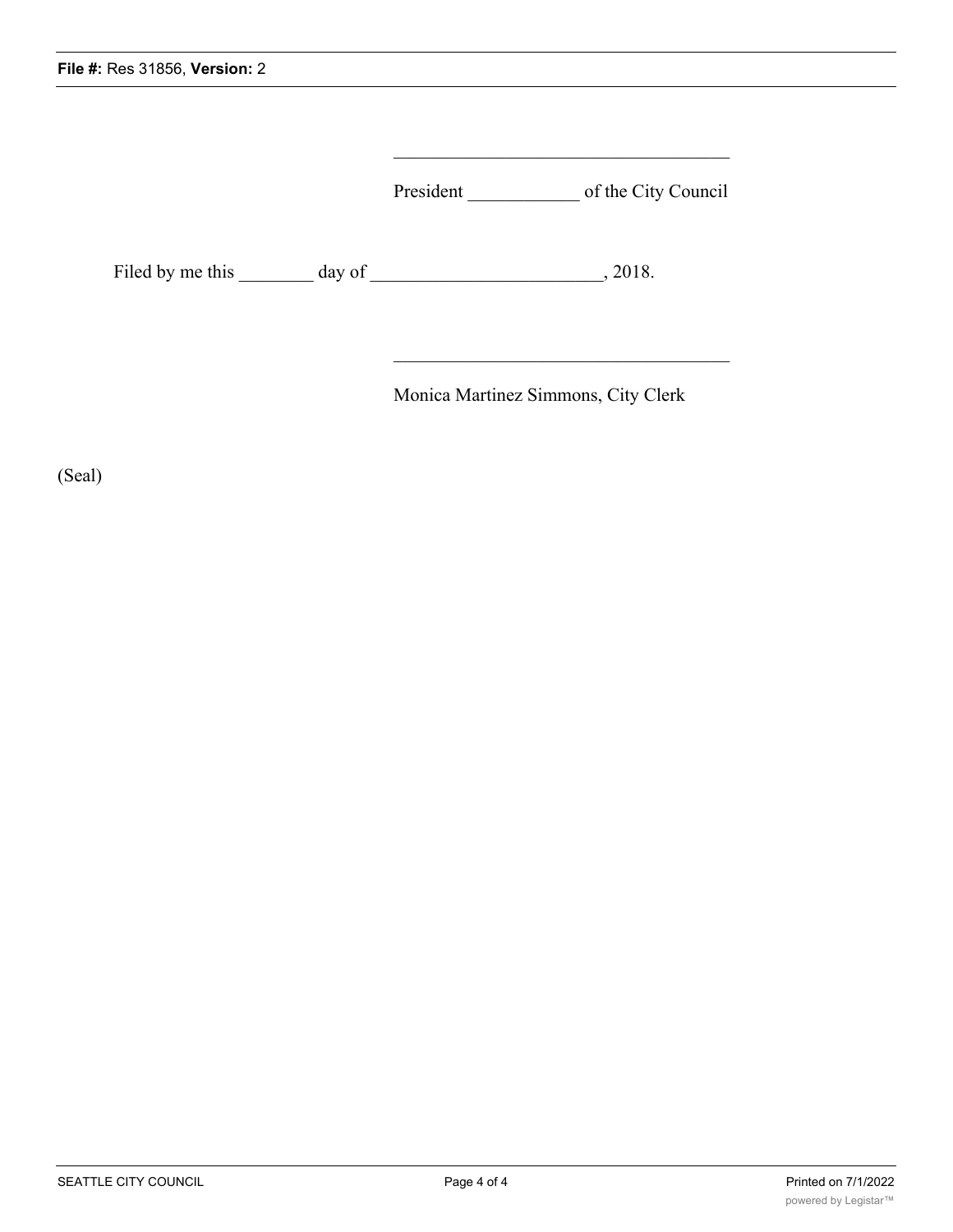\_\_\_\_\_\_\_\_\_\_\_\_\_\_\_\_\_\_\_\_\_\_\_\_\_\_\_\_\_\_\_\_\_\_\_\_\_

President \_\_\_\_\_\_\_\_\_\_\_\_ of the City Council

Filed by me this \_\_\_\_\_\_\_\_ day of \_\_\_\_\_\_\_\_\_\_\_\_\_\_\_\_\_\_\_\_\_\_\_\_\_, 2018.

\_\_\_\_\_\_\_\_\_\_\_\_\_\_\_\_\_\_\_\_\_\_\_\_\_\_\_\_\_\_\_\_\_\_\_\_\_

Monica Martinez Simmons, City Clerk

(Seal)